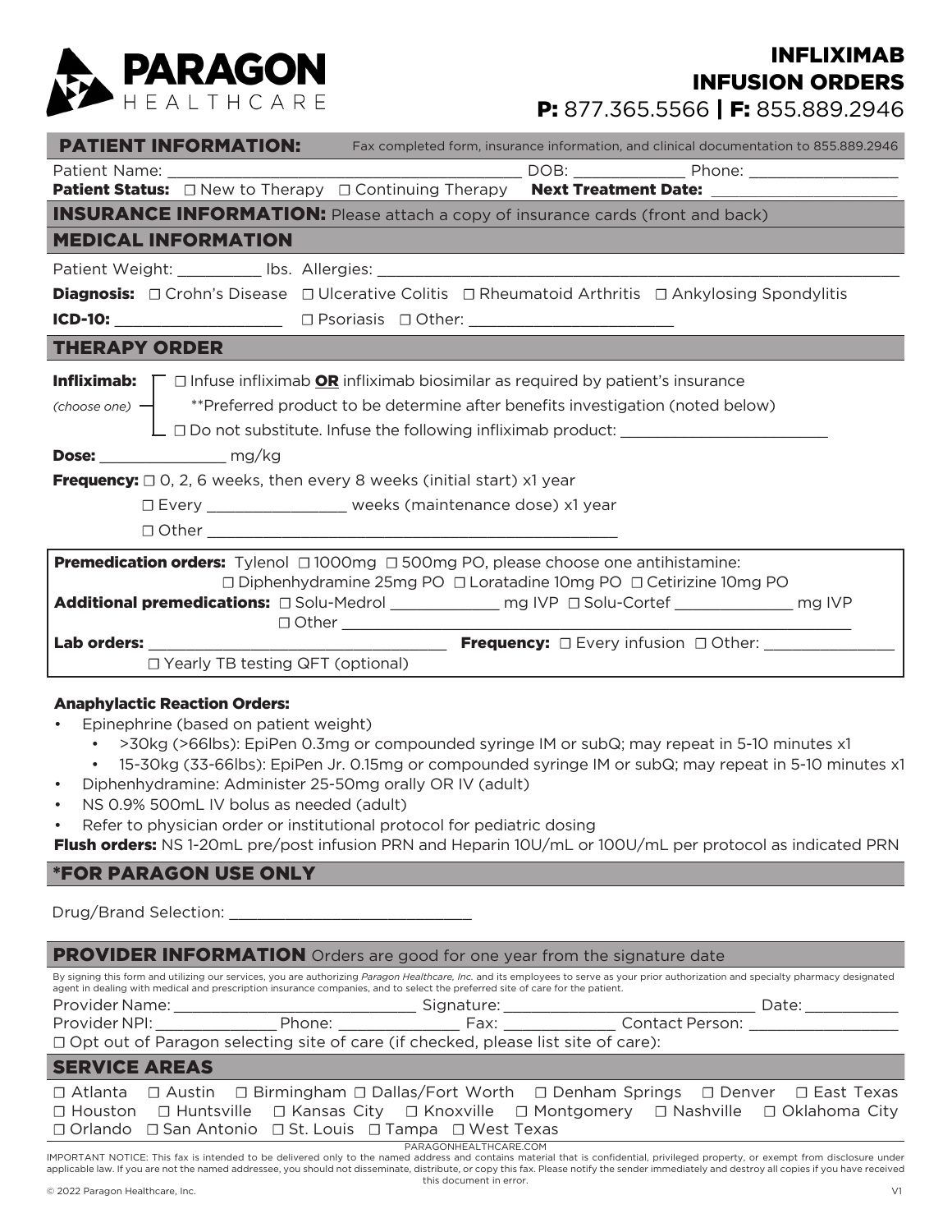**PARAGON** HEALTHCARE

# INFLIXIMAB INFUSION ORDERS

**P:** 877.365.5566 | **F:** 855.889.2946

## PATIENT INFORMATION:

Fax completed form, insurance information, and clinical documentation to 855.889.2946

Patient Name: ________________________________________ DOB: ____________ Phone: ________________

**Patient Status:** ☐ New to Therapy ☐ Continuing Therapy **Next Treatment Date:** ____________________

## INSURANCE INFORMATION:

Please attach a copy of insurance cards (front and back)

## MEDICAL INFORMATION

Patient Weight: _________ lbs. Allergies: ___________________________________________________________

**Diagnosis:** ☐ Crohn's Disease ☐ Ulcerative Colitis ☐ Rheumatoid Arthritis ☐ Ankylosing Spondylitis

**ICD-10:** __________________ ☐ Psoriasis ☐ Other: ______________________

## THERAPY ORDER

**Infliximab:** *(choose one)*

- ☐ Infuse infliximab **OR** infliximab biosimilar as required by patient's insurance
  - **Preferred product to be determine after benefits investigation (noted below)
- ☐ Do not substitute. Infuse the following infliximab product: _______________________

**Dose:** ______________ mg/kg

**Frequency:** ☐ 0, 2, 6 weeks, then every 8 weeks (initial start) x1 year

☐ Every _______________ weeks (maintenance dose) x1 year

☐ Other _____________________________________________

**Premedication orders:** Tylenol ☐ 1000mg ☐ 500mg PO, please choose one antihistamine:
☐ Diphenhydramine 25mg PO ☐ Loratadine 10mg PO ☐ Cetirizine 10mg PO

**Additional premedications:** ☐ Solu-Medrol ____________ mg IVP ☐ Solu-Cortef _____________ mg IVP
☐ Other ____________________________________________________________

**Lab orders:** ________________________________ **Frequency:** ☐ Every infusion ☐ Other: ______________
☐ Yearly TB testing QFT (optional)

**Anaphylactic Reaction Orders:**

- Epinephrine (based on patient weight)
  - >30kg (>66lbs): EpiPen 0.3mg or compounded syringe IM or subQ; may repeat in 5-10 minutes x1
  - 15-30kg (33-66lbs): EpiPen Jr. 0.15mg or compounded syringe IM or subQ; may repeat in 5-10 minutes x1
- Diphenhydramine: Administer 25-50mg orally OR IV (adult)
- NS 0.9% 500mL IV bolus as needed (adult)
- Refer to physician order or institutional protocol for pediatric dosing

**Flush orders:** NS 1-20mL pre/post infusion PRN and Heparin 10U/mL or 100U/mL per protocol as indicated PRN

## *FOR PARAGON USE ONLY

Drug/Brand Selection: ___________________________

## PROVIDER INFORMATION

Orders are good for one year from the signature date

By signing this form and utilizing our services, you are authorizing *Paragon Healthcare, Inc.* and its employees to serve as your prior authorization and specialty pharmacy designated agent in dealing with medical and prescription insurance companies, and to select the preferred site of care for the patient.

Provider Name: ___________________________ Signature: ____________________________ Date: __________

Provider NPI: _____________ Phone: _____________ Fax: ____________ Contact Person: ________________

☐ Opt out of Paragon selecting site of care (if checked, please list site of care):

## SERVICE AREAS

☐ Atlanta ☐ Austin ☐ Birmingham ☐ Dallas/Fort Worth ☐ Denham Springs ☐ Denver ☐ East Texas ☐ Houston ☐ Huntsville ☐ Kansas City ☐ Knoxville ☐ Montgomery ☐ Nashville ☐ Oklahoma City ☐ Orlando ☐ San Antonio ☐ St. Louis ☐ Tampa ☐ West Texas

PARAGONHEALTHCARE.COM

IMPORTANT NOTICE: This fax is intended to be delivered only to the named address and contains material that is confidential, privileged property, or exempt from disclosure under applicable law. If you are not the named addressee, you should not disseminate, distribute, or copy this fax. Please notify the sender immediately and destroy all copies if you have received this document in error.

© 2022 Paragon Healthcare, Inc. V1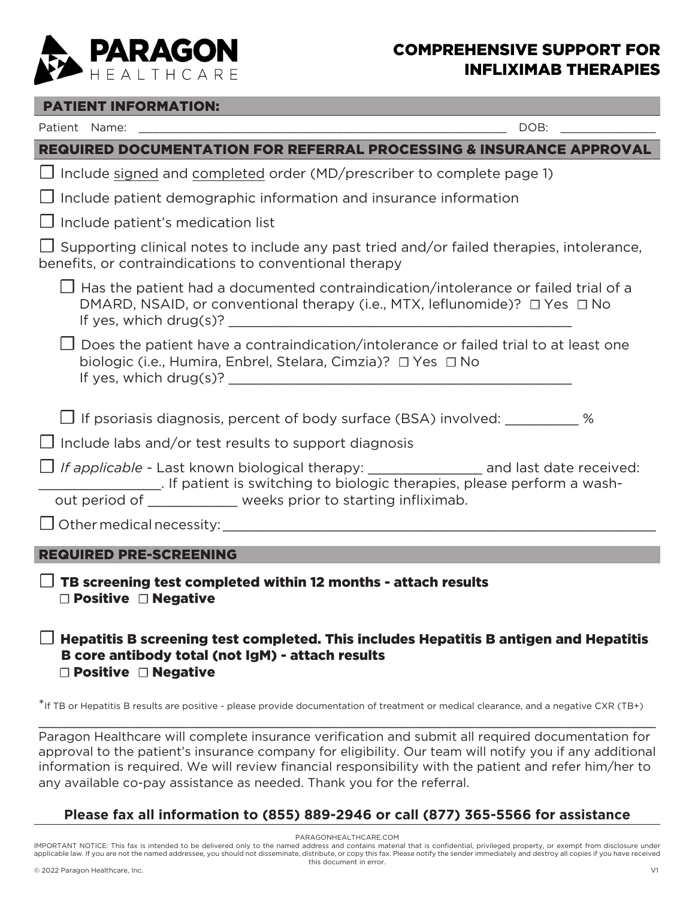# PARAGON HEALTHCARE

## COMPREHENSIVE SUPPORT FOR INFLIXIMAB THERAPIES

### PATIENT INFORMATION:

Patient Name: ______________________________________________________ DOB: _____________

### REQUIRED DOCUMENTATION FOR REFERRAL PROCESSING & INSURANCE APPROVAL

☐ Include signed and completed order (MD/prescriber to complete page 1)

☐ Include patient demographic information and insurance information

☐ Include patient's medication list

☐ Supporting clinical notes to include any past tried and/or failed therapies, intolerance, benefits, or contraindications to conventional therapy

- ☐ Has the patient had a documented contraindication/intolerance or failed trial of a DMARD, NSAID, or conventional therapy (i.e., MTX, leflunomide)? ☐ Yes ☐ No
  If yes, which drug(s)? ________________________________________
- ☐ Does the patient have a contraindication/intolerance or failed trial to at least one biologic (i.e., Humira, Enbrel, Stelara, Cimzia)? ☐ Yes ☐ No
  If yes, which drug(s)? ________________________________________
- ☐ If psoriasis diagnosis, percent of body surface (BSA) involved: _________ %

☐ Include labs and/or test results to support diagnosis

☐ *If applicable* - Last known biological therapy: ______________ and last date received: _______________. If patient is switching to biologic therapies, please perform a wash-out period of ___________ weeks prior to starting infliximab.

☐ Other medical necessity: ________________________________________________________

### REQUIRED PRE-SCREENING

☐ **TB screening test completed within 12 months - attach results**
**☐ Positive ☐ Negative**

☐ **Hepatitis B screening test completed. This includes Hepatitis B antigen and Hepatitis B core antibody total (not IgM) - attach results**
**☐ Positive ☐ Negative**

*If TB or Hepatitis B results are positive - please provide documentation of treatment or medical clearance, and a negative CXR (TB+)

---

Paragon Healthcare will complete insurance verification and submit all required documentation for approval to the patient's insurance company for eligibility. Our team will notify you if any additional information is required. We will review financial responsibility with the patient and refer him/her to any available co-pay assistance as needed. Thank you for the referral.

**Please fax all information to (855) 889-2946 or call (877) 365-5566 for assistance**

PARAGONHEALTHCARE.COM

IMPORTANT NOTICE: This fax is intended to be delivered only to the named address and contains material that is confidential, privileged property, or exempt from disclosure under applicable law. If you are not the named addressee, you should not disseminate, distribute, or copy this fax. Please notify the sender immediately and destroy all copies if you have received this document in error.

© 2022 Paragon Healthcare, Inc. V1